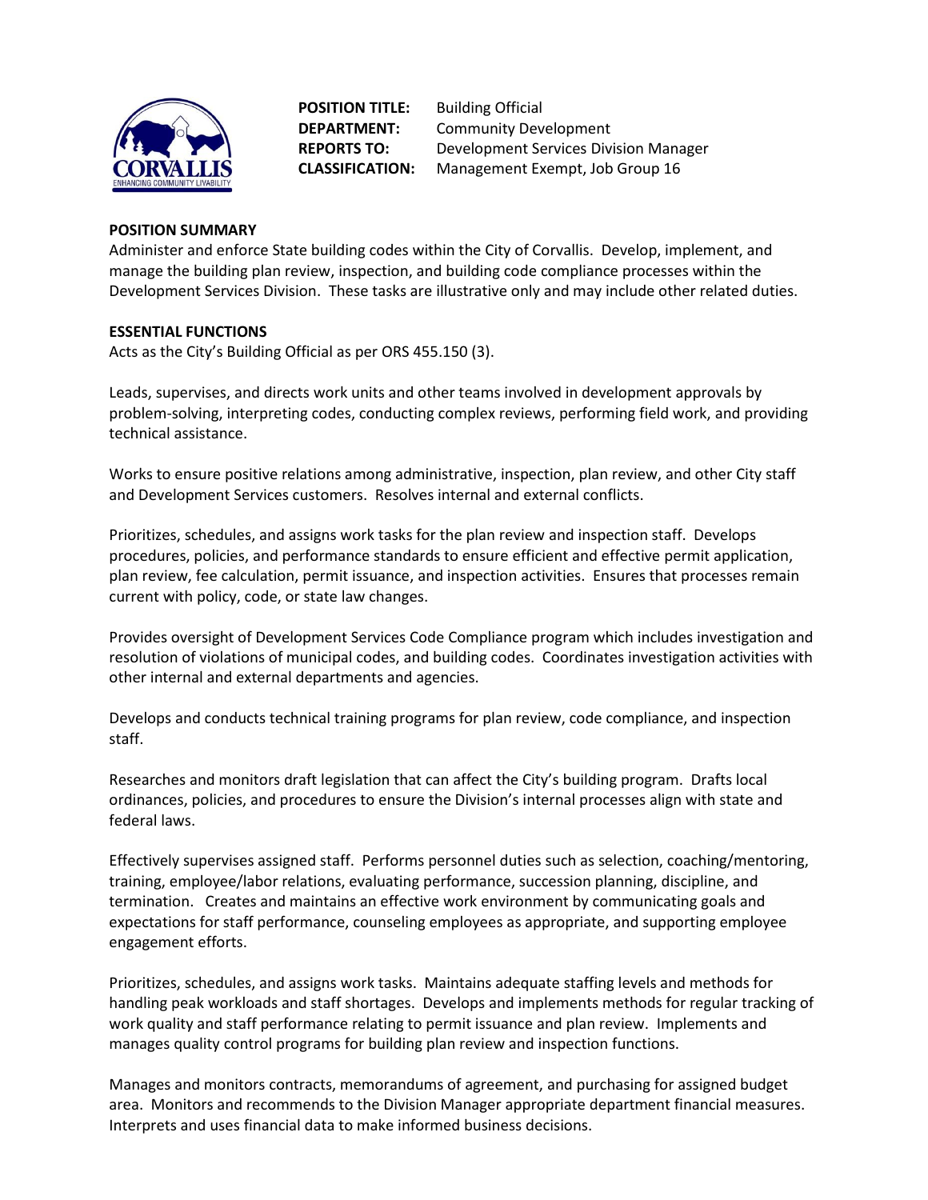**POSITION TITLE:** Building Official
**DEPARTMENT:** Community Development
**REPORTS TO:** Development Services Division Manager
**CLASSIFICATION:** Management Exempt, Job Group 16

## POSITION SUMMARY

Administer and enforce State building codes within the City of Corvallis. Develop, implement, and manage the building plan review, inspection, and building code compliance processes within the Development Services Division. These tasks are illustrative only and may include other related duties.

## ESSENTIAL FUNCTIONS

Acts as the City's Building Official as per ORS 455.150 (3).

Leads, supervises, and directs work units and other teams involved in development approvals by problem-solving, interpreting codes, conducting complex reviews, performing field work, and providing technical assistance.

Works to ensure positive relations among administrative, inspection, plan review, and other City staff and Development Services customers. Resolves internal and external conflicts.

Prioritizes, schedules, and assigns work tasks for the plan review and inspection staff. Develops procedures, policies, and performance standards to ensure efficient and effective permit application, plan review, fee calculation, permit issuance, and inspection activities. Ensures that processes remain current with policy, code, or state law changes.

Provides oversight of Development Services Code Compliance program which includes investigation and resolution of violations of municipal codes, and building codes. Coordinates investigation activities with other internal and external departments and agencies.

Develops and conducts technical training programs for plan review, code compliance, and inspection staff.

Researches and monitors draft legislation that can affect the City's building program. Drafts local ordinances, policies, and procedures to ensure the Division's internal processes align with state and federal laws.

Effectively supervises assigned staff. Performs personnel duties such as selection, coaching/mentoring, training, employee/labor relations, evaluating performance, succession planning, discipline, and termination. Creates and maintains an effective work environment by communicating goals and expectations for staff performance, counseling employees as appropriate, and supporting employee engagement efforts.

Prioritizes, schedules, and assigns work tasks. Maintains adequate staffing levels and methods for handling peak workloads and staff shortages. Develops and implements methods for regular tracking of work quality and staff performance relating to permit issuance and plan review. Implements and manages quality control programs for building plan review and inspection functions.

Manages and monitors contracts, memorandums of agreement, and purchasing for assigned budget area. Monitors and recommends to the Division Manager appropriate department financial measures. Interprets and uses financial data to make informed business decisions.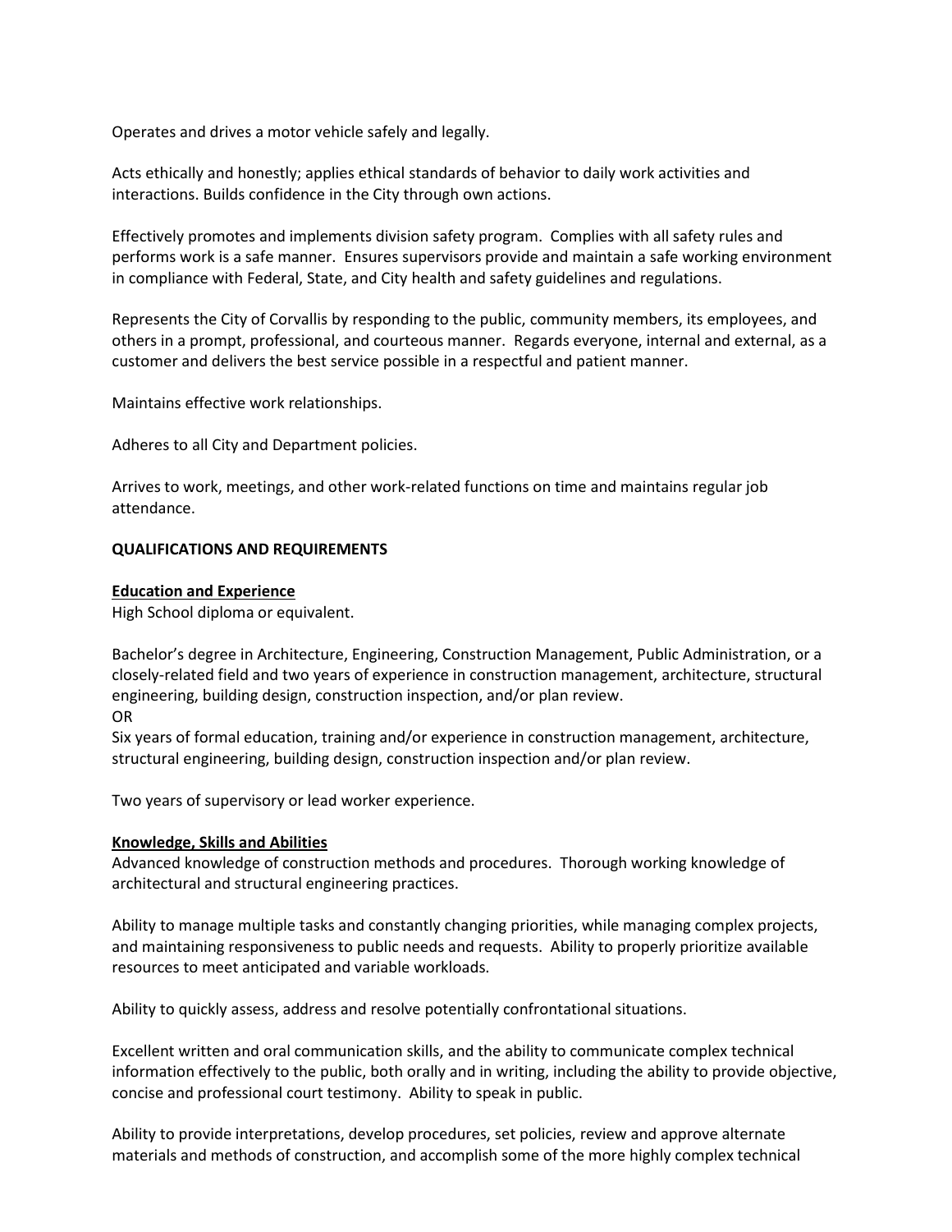Operates and drives a motor vehicle safely and legally.

Acts ethically and honestly; applies ethical standards of behavior to daily work activities and interactions. Builds confidence in the City through own actions.

Effectively promotes and implements division safety program. Complies with all safety rules and performs work is a safe manner. Ensures supervisors provide and maintain a safe working environment in compliance with Federal, State, and City health and safety guidelines and regulations.

Represents the City of Corvallis by responding to the public, community members, its employees, and others in a prompt, professional, and courteous manner. Regards everyone, internal and external, as a customer and delivers the best service possible in a respectful and patient manner.

Maintains effective work relationships.

Adheres to all City and Department policies.

Arrives to work, meetings, and other work-related functions on time and maintains regular job attendance.

## QUALIFICATIONS AND REQUIREMENTS

### Education and Experience

High School diploma or equivalent.

Bachelor's degree in Architecture, Engineering, Construction Management, Public Administration, or a closely-related field and two years of experience in construction management, architecture, structural engineering, building design, construction inspection, and/or plan review.
OR
Six years of formal education, training and/or experience in construction management, architecture, structural engineering, building design, construction inspection and/or plan review.

Two years of supervisory or lead worker experience.

### Knowledge, Skills and Abilities

Advanced knowledge of construction methods and procedures. Thorough working knowledge of architectural and structural engineering practices.

Ability to manage multiple tasks and constantly changing priorities, while managing complex projects, and maintaining responsiveness to public needs and requests. Ability to properly prioritize available resources to meet anticipated and variable workloads.

Ability to quickly assess, address and resolve potentially confrontational situations.

Excellent written and oral communication skills, and the ability to communicate complex technical information effectively to the public, both orally and in writing, including the ability to provide objective, concise and professional court testimony. Ability to speak in public.

Ability to provide interpretations, develop procedures, set policies, review and approve alternate materials and methods of construction, and accomplish some of the more highly complex technical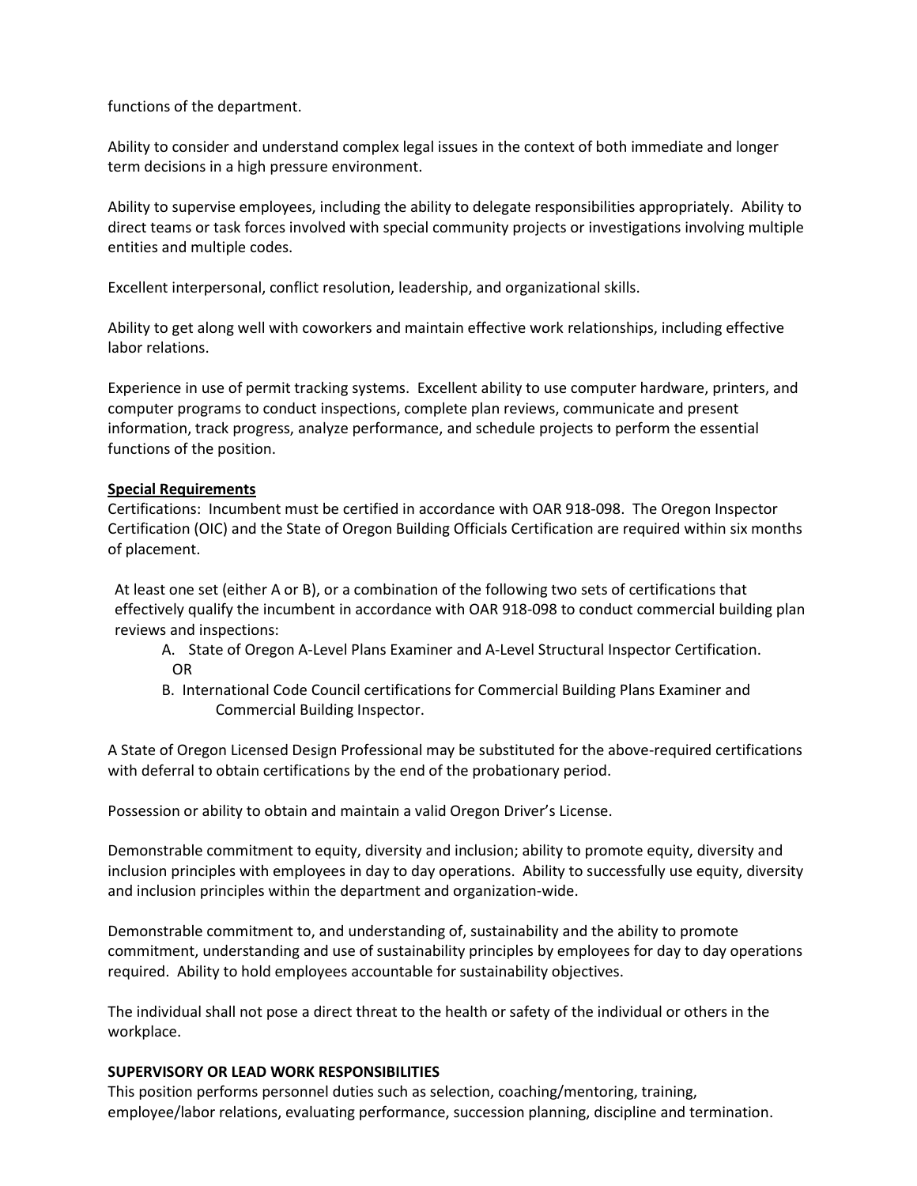functions of the department.

Ability to consider and understand complex legal issues in the context of both immediate and longer term decisions in a high pressure environment.

Ability to supervise employees, including the ability to delegate responsibilities appropriately. Ability to direct teams or task forces involved with special community projects or investigations involving multiple entities and multiple codes.

Excellent interpersonal, conflict resolution, leadership, and organizational skills.

Ability to get along well with coworkers and maintain effective work relationships, including effective labor relations.

Experience in use of permit tracking systems. Excellent ability to use computer hardware, printers, and computer programs to conduct inspections, complete plan reviews, communicate and present information, track progress, analyze performance, and schedule projects to perform the essential functions of the position.

**Special Requirements**

Certifications: Incumbent must be certified in accordance with OAR 918-098. The Oregon Inspector Certification (OIC) and the State of Oregon Building Officials Certification are required within six months of placement.

At least one set (either A or B), or a combination of the following two sets of certifications that effectively qualify the incumbent in accordance with OAR 918-098 to conduct commercial building plan reviews and inspections:

A. State of Oregon A-Level Plans Examiner and A-Level Structural Inspector Certification.
OR
B. International Code Council certifications for Commercial Building Plans Examiner and Commercial Building Inspector.

A State of Oregon Licensed Design Professional may be substituted for the above-required certifications with deferral to obtain certifications by the end of the probationary period.

Possession or ability to obtain and maintain a valid Oregon Driver's License.

Demonstrable commitment to equity, diversity and inclusion; ability to promote equity, diversity and inclusion principles with employees in day to day operations. Ability to successfully use equity, diversity and inclusion principles within the department and organization-wide.

Demonstrable commitment to, and understanding of, sustainability and the ability to promote commitment, understanding and use of sustainability principles by employees for day to day operations required. Ability to hold employees accountable for sustainability objectives.

The individual shall not pose a direct threat to the health or safety of the individual or others in the workplace.

**SUPERVISORY OR LEAD WORK RESPONSIBILITIES**

This position performs personnel duties such as selection, coaching/mentoring, training, employee/labor relations, evaluating performance, succession planning, discipline and termination.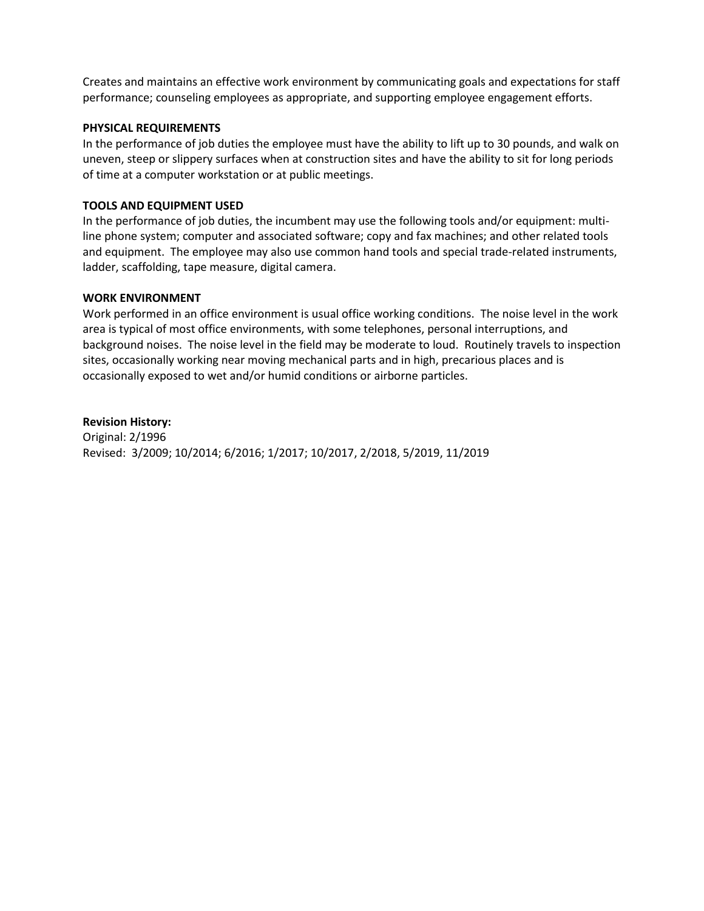Creates and maintains an effective work environment by communicating goals and expectations for staff performance; counseling employees as appropriate, and supporting employee engagement efforts.

**PHYSICAL REQUIREMENTS**

In the performance of job duties the employee must have the ability to lift up to 30 pounds, and walk on uneven, steep or slippery surfaces when at construction sites and have the ability to sit for long periods of time at a computer workstation or at public meetings.

**TOOLS AND EQUIPMENT USED**

In the performance of job duties, the incumbent may use the following tools and/or equipment: multi-line phone system; computer and associated software; copy and fax machines; and other related tools and equipment. The employee may also use common hand tools and special trade-related instruments, ladder, scaffolding, tape measure, digital camera.

**WORK ENVIRONMENT**

Work performed in an office environment is usual office working conditions. The noise level in the work area is typical of most office environments, with some telephones, personal interruptions, and background noises. The noise level in the field may be moderate to loud. Routinely travels to inspection sites, occasionally working near moving mechanical parts and in high, precarious places and is occasionally exposed to wet and/or humid conditions or airborne particles.

**Revision History:**
Original: 2/1996
Revised: 3/2009; 10/2014; 6/2016; 1/2017; 10/2017, 2/2018, 5/2019, 11/2019